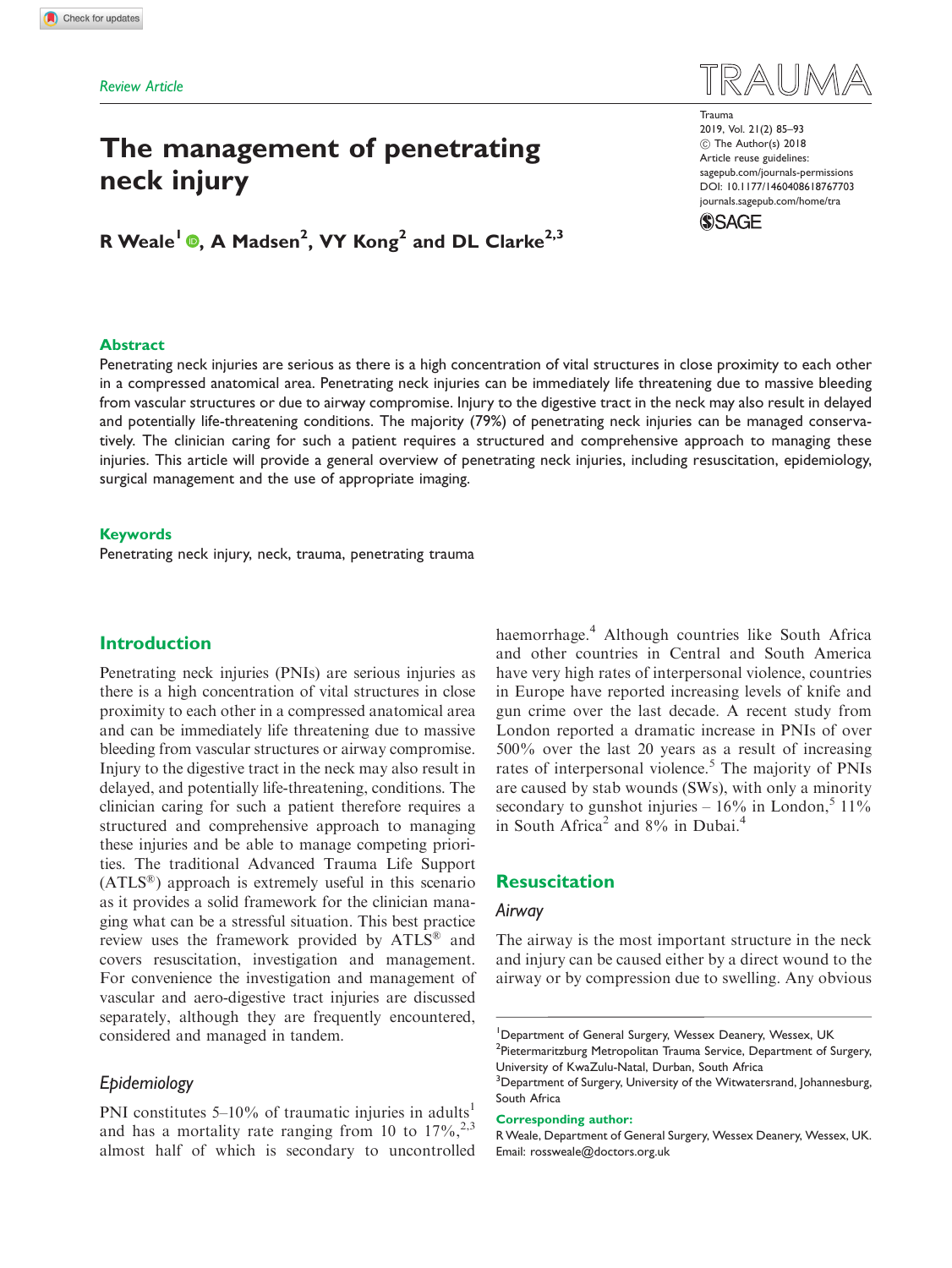Review Article

# The management of penetrating neck injury

**R Weale[1], A Madsen[2], VY Kong[2] and DL Clarke[2,3]**

Trauma
2019, Vol. 21(2) 85–93
© The Author(s) 2018
Article reuse guidelines: sagepub.com/journals-permissions
DOI: 10.1177/1460408618767703
journals.sagepub.com/home/tra

## Abstract

Penetrating neck injuries are serious as there is a high concentration of vital structures in close proximity to each other in a compressed anatomical area. Penetrating neck injuries can be immediately life threatening due to massive bleeding from vascular structures or due to airway compromise. Injury to the digestive tract in the neck may also result in delayed and potentially life-threatening conditions. The majority (79%) of penetrating neck injuries can be managed conservatively. The clinician caring for such a patient requires a structured and comprehensive approach to managing these injuries. This article will provide a general overview of penetrating neck injuries, including resuscitation, epidemiology, surgical management and the use of appropriate imaging.

## Keywords

Penetrating neck injury, neck, trauma, penetrating trauma

## Introduction

Penetrating neck injuries (PNIs) are serious injuries as there is a high concentration of vital structures in close proximity to each other in a compressed anatomical area and can be immediately life threatening due to massive bleeding from vascular structures or airway compromise. Injury to the digestive tract in the neck may also result in delayed, and potentially life-threatening, conditions. The clinician caring for such a patient therefore requires a structured and comprehensive approach to managing these injuries and be able to manage competing priorities. The traditional Advanced Trauma Life Support (ATLS®) approach is extremely useful in this scenario as it provides a solid framework for the clinician managing what can be a stressful situation. This best practice review uses the framework provided by ATLS® and covers resuscitation, investigation and management. For convenience the investigation and management of vascular and aero-digestive tract injuries are discussed separately, although they are frequently encountered, considered and managed in tandem.

### Epidemiology

PNI constitutes 5–10% of traumatic injuries in adults[1] and has a mortality rate ranging from 10 to 17%,[2,3] almost half of which is secondary to uncontrolled haemorrhage.[4] Although countries like South Africa and other countries in Central and South America have very high rates of interpersonal violence, countries in Europe have reported increasing levels of knife and gun crime over the last decade. A recent study from London reported a dramatic increase in PNIs of over 500% over the last 20 years as a result of increasing rates of interpersonal violence.[5] The majority of PNIs are caused by stab wounds (SWs), with only a minority secondary to gunshot injuries – 16% in London,[5] 11% in South Africa[2] and 8% in Dubai.[4]

## Resuscitation

### Airway

The airway is the most important structure in the neck and injury can be caused either by a direct wound to the airway or by compression due to swelling. Any obvious

[1]Department of General Surgery, Wessex Deanery, Wessex, UK
[2]Pietermaritzburg Metropolitan Trauma Service, Department of Surgery, University of KwaZulu-Natal, Durban, South Africa
[3]Department of Surgery, University of the Witwatersrand, Johannesburg, South Africa

**Corresponding author:**
R Weale, Department of General Surgery, Wessex Deanery, Wessex, UK.
Email: rossweale@doctors.org.uk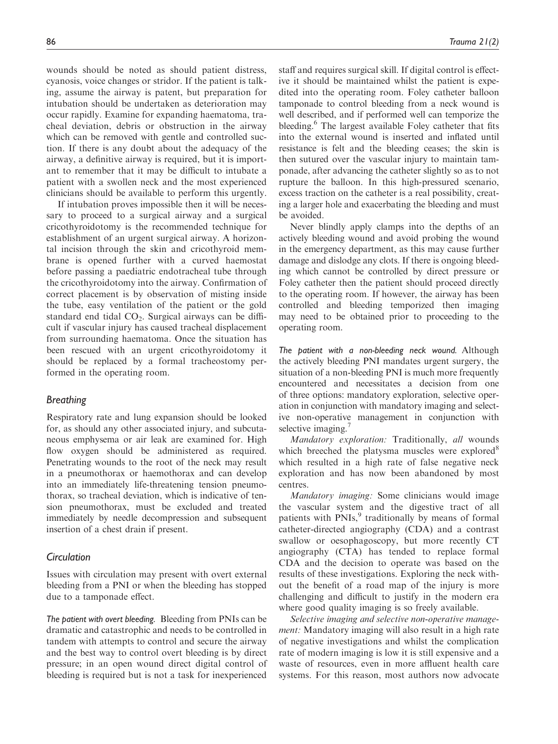wounds should be noted as should patient distress, cyanosis, voice changes or stridor. If the patient is talking, assume the airway is patent, but preparation for intubation should be undertaken as deterioration may occur rapidly. Examine for expanding haematoma, tracheal deviation, debris or obstruction in the airway which can be removed with gentle and controlled suction. If there is any doubt about the adequacy of the airway, a definitive airway is required, but it is important to remember that it may be difficult to intubate a patient with a swollen neck and the most experienced clinicians should be available to perform this urgently.

If intubation proves impossible then it will be necessary to proceed to a surgical airway and a surgical cricothyroidotomy is the recommended technique for establishment of an urgent surgical airway. A horizontal incision through the skin and cricothyroid membrane is opened further with a curved haemostat before passing a paediatric endotracheal tube through the cricothyroidotomy into the airway. Confirmation of correct placement is by observation of misting inside the tube, easy ventilation of the patient or the gold standard end tidal $CO_2$. Surgical airways can be difficult if vascular injury has caused tracheal displacement from surrounding haematoma. Once the situation has been rescued with an urgent cricothyroidotomy it should be replaced by a formal tracheostomy performed in the operating room.

### Breathing

Respiratory rate and lung expansion should be looked for, as should any other associated injury, and subcutaneous emphysema or air leak are examined for. High flow oxygen should be administered as required. Penetrating wounds to the root of the neck may result in a pneumothorax or haemothorax and can develop into an immediately life-threatening tension pneumothorax, so tracheal deviation, which is indicative of tension pneumothorax, must be excluded and treated immediately by needle decompression and subsequent insertion of a chest drain if present.

### Circulation

Issues with circulation may present with overt external bleeding from a PNI or when the bleeding has stopped due to a tamponade effect.

*The patient with overt bleeding.* Bleeding from PNIs can be dramatic and catastrophic and needs to be controlled in tandem with attempts to control and secure the airway and the best way to control overt bleeding is by direct pressure; in an open wound direct digital control of bleeding is required but is not a task for inexperienced staff and requires surgical skill. If digital control is effective it should be maintained whilst the patient is expedited into the operating room. Foley catheter balloon tamponade to control bleeding from a neck wound is well described, and if performed well can temporize the bleeding.[6] The largest available Foley catheter that fits into the external wound is inserted and inflated until resistance is felt and the bleeding ceases; the skin is then sutured over the vascular injury to maintain tamponade, after advancing the catheter slightly so as to not rupture the balloon. In this high-pressured scenario, excess traction on the catheter is a real possibility, creating a larger hole and exacerbating the bleeding and must be avoided.

Never blindly apply clamps into the depths of an actively bleeding wound and avoid probing the wound in the emergency department, as this may cause further damage and dislodge any clots. If there is ongoing bleeding which cannot be controlled by direct pressure or Foley catheter then the patient should proceed directly to the operating room. If however, the airway has been controlled and bleeding temporized then imaging may need to be obtained prior to proceeding to the operating room.

*The patient with a non-bleeding neck wound.* Although the actively bleeding PNI mandates urgent surgery, the situation of a non-bleeding PNI is much more frequently encountered and necessitates a decision from one of three options: mandatory exploration, selective operation in conjunction with mandatory imaging and selective non-operative management in conjunction with selective imaging.[7]

*Mandatory exploration:* Traditionally, *all* wounds which breeched the platysma muscles were explored[8] which resulted in a high rate of false negative neck exploration and has now been abandoned by most centres.

*Mandatory imaging:* Some clinicians would image the vascular system and the digestive tract of all patients with PNIs,[9] traditionally by means of formal catheter-directed angiography (CDA) and a contrast swallow or oesophagoscopy, but more recently CT angiography (CTA) has tended to replace formal CDA and the decision to operate was based on the results of these investigations. Exploring the neck without the benefit of a road map of the injury is more challenging and difficult to justify in the modern era where good quality imaging is so freely available.

*Selective imaging and selective non-operative management:* Mandatory imaging will also result in a high rate of negative investigations and whilst the complication rate of modern imaging is low it is still expensive and a waste of resources, even in more affluent health care systems. For this reason, most authors now advocate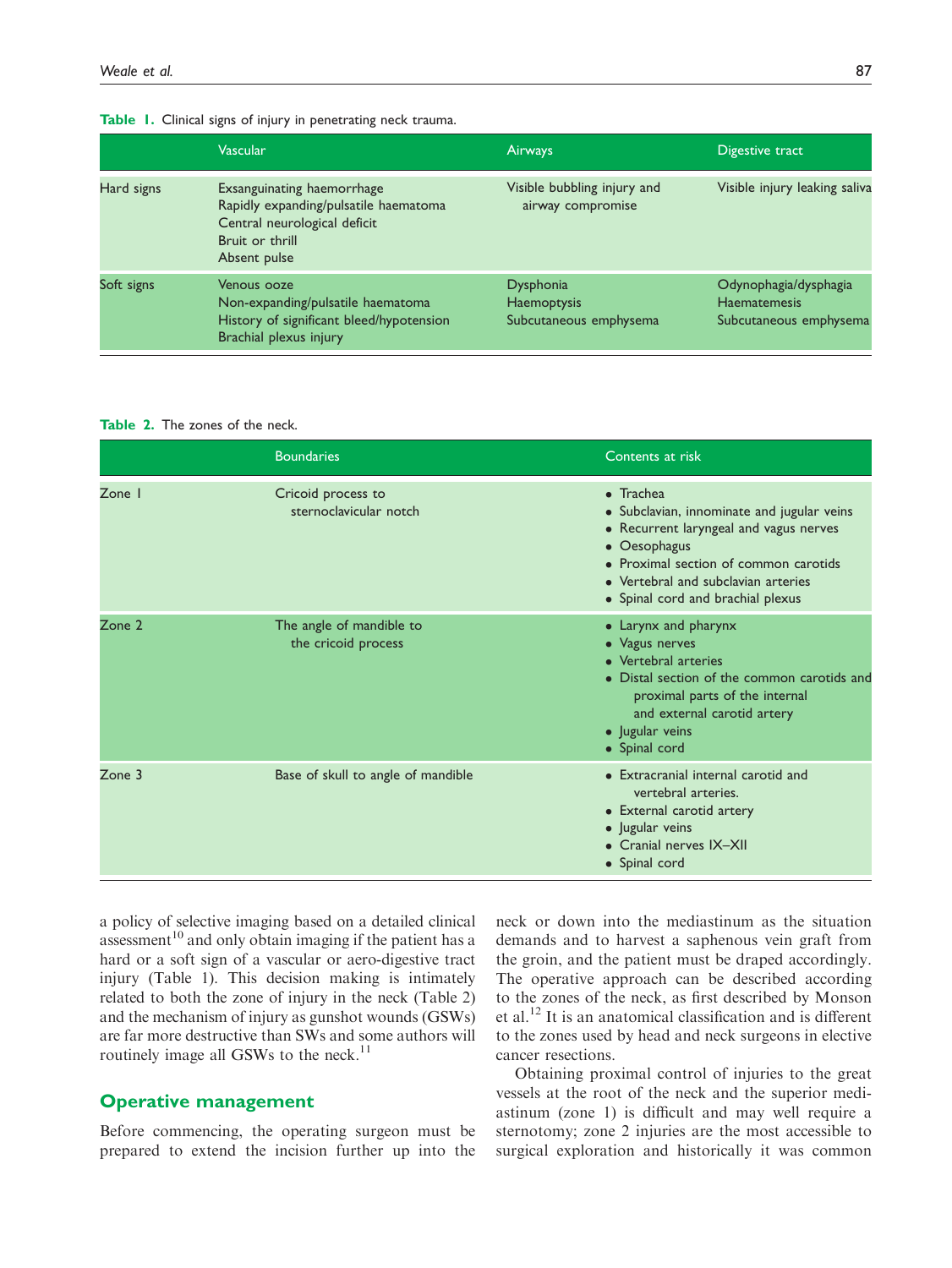**Table 1.** Clinical signs of injury in penetrating neck trauma.

| | Vascular | Airways | Digestive tract |
|---|---|---|---|
| Hard signs | Exsanguinating haemorrhage<br>Rapidly expanding/pulsatile haematoma<br>Central neurological deficit<br>Bruit or thrill<br>Absent pulse | Visible bubbling injury and airway compromise | Visible injury leaking saliva |
| Soft signs | Venous ooze<br>Non-expanding/pulsatile haematoma<br>History of significant bleed/hypotension<br>Brachial plexus injury | Dysphonia<br>Haemoptysis<br>Subcutaneous emphysema | Odynophagia/dysphagia<br>Haematemesis<br>Subcutaneous emphysema |

**Table 2.** The zones of the neck.

| | Boundaries | Contents at risk |
|---|---|---|
| Zone 1 | Cricoid process to sternoclavicular notch | • Trachea<br>• Subclavian, innominate and jugular veins<br>• Recurrent laryngeal and vagus nerves<br>• Oesophagus<br>• Proximal section of common carotids<br>• Vertebral and subclavian arteries<br>• Spinal cord and brachial plexus |
| Zone 2 | The angle of mandible to the cricoid process | • Larynx and pharynx<br>• Vagus nerves<br>• Vertebral arteries<br>• Distal section of the common carotids and proximal parts of the internal and external carotid artery<br>• Jugular veins<br>• Spinal cord |
| Zone 3 | Base of skull to angle of mandible | • Extracranial internal carotid and vertebral arteries.<br>• External carotid artery<br>• Jugular veins<br>• Cranial nerves IX–XII<br>• Spinal cord |

a policy of selective imaging based on a detailed clinical assessment[10] and only obtain imaging if the patient has a hard or a soft sign of a vascular or aero-digestive tract injury (Table 1). This decision making is intimately related to both the zone of injury in the neck (Table 2) and the mechanism of injury as gunshot wounds (GSWs) are far more destructive than SWs and some authors will routinely image all GSWs to the neck.[11]

## Operative management

Before commencing, the operating surgeon must be prepared to extend the incision further up into the neck or down into the mediastinum as the situation demands and to harvest a saphenous vein graft from the groin, and the patient must be draped accordingly. The operative approach can be described according to the zones of the neck, as first described by Monson et al.[12] It is an anatomical classification and is different to the zones used by head and neck surgeons in elective cancer resections.

Obtaining proximal control of injuries to the great vessels at the root of the neck and the superior mediastinum (zone 1) is difficult and may well require a sternotomy; zone 2 injuries are the most accessible to surgical exploration and historically it was common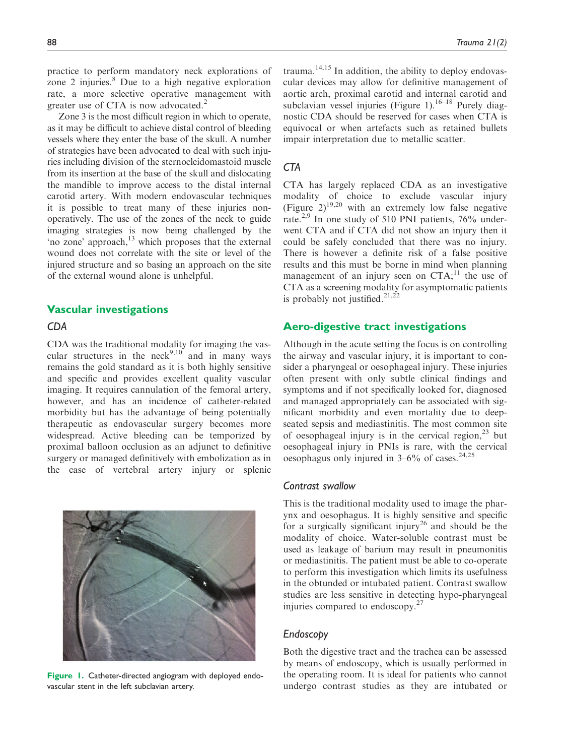practice to perform mandatory neck explorations of zone 2 injuries.[8] Due to a high negative exploration rate, a more selective operative management with greater use of CTA is now advocated.[2]

Zone 3 is the most difficult region in which to operate, as it may be difficult to achieve distal control of bleeding vessels where they enter the base of the skull. A number of strategies have been advocated to deal with such injuries including division of the sternocleidomastoid muscle from its insertion at the base of the skull and dislocating the mandible to improve access to the distal internal carotid artery. With modern endovascular techniques it is possible to treat many of these injuries non-operatively. The use of the zones of the neck to guide imaging strategies is now being challenged by the 'no zone' approach,[13] which proposes that the external wound does not correlate with the site or level of the injured structure and so basing an approach on the site of the external wound alone is unhelpful.

## Vascular investigations

### CDA

CDA was the traditional modality for imaging the vascular structures in the neck[9,10] and in many ways remains the gold standard as it is both highly sensitive and specific and provides excellent quality vascular imaging. It requires cannulation of the femoral artery, however, and has an incidence of catheter-related morbidity but has the advantage of being potentially therapeutic as endovascular surgery becomes more widespread. Active bleeding can be temporized by proximal balloon occlusion as an adjunct to definitive surgery or managed definitively with embolization as in the case of vertebral artery injury or splenic trauma.[14,15] In addition, the ability to deploy endovascular devices may allow for definitive management of aortic arch, proximal carotid and internal carotid and subclavian vessel injuries (Figure 1).[16–18] Purely diagnostic CDA should be reserved for cases when CTA is equivocal or when artefacts such as retained bullets impair interpretation due to metallic scatter.

**Figure 1.** Catheter-directed angiogram with deployed endovascular stent in the left subclavian artery.

### CTA

CTA has largely replaced CDA as an investigative modality of choice to exclude vascular injury (Figure 2)[19,20] with an extremely low false negative rate.[2,9] In one study of 510 PNI patients, 76% underwent CTA and if CTA did not show an injury then it could be safely concluded that there was no injury. There is however a definite risk of a false positive results and this must be borne in mind when planning management of an injury seen on CTA;[11] the use of CTA as a screening modality for asymptomatic patients is probably not justified.[21,22]

## Aero-digestive tract investigations

Although in the acute setting the focus is on controlling the airway and vascular injury, it is important to consider a pharyngeal or oesophageal injury. These injuries often present with only subtle clinical findings and symptoms and if not specifically looked for, diagnosed and managed appropriately can be associated with significant morbidity and even mortality due to deep-seated sepsis and mediastinitis. The most common site of oesophageal injury is in the cervical region,[23] but oesophageal injury in PNIs is rare, with the cervical oesophagus only injured in 3–6% of cases.[24,25]

### Contrast swallow

This is the traditional modality used to image the pharynx and oesophagus. It is highly sensitive and specific for a surgically significant injury[26] and should be the modality of choice. Water-soluble contrast must be used as leakage of barium may result in pneumonitis or mediastinitis. The patient must be able to co-operate to perform this investigation which limits its usefulness in the obtunded or intubated patient. Contrast swallow studies are less sensitive in detecting hypo-pharyngeal injuries compared to endoscopy.[27]

### Endoscopy

Both the digestive tract and the trachea can be assessed by means of endoscopy, which is usually performed in the operating room. It is ideal for patients who cannot undergo contrast studies as they are intubated or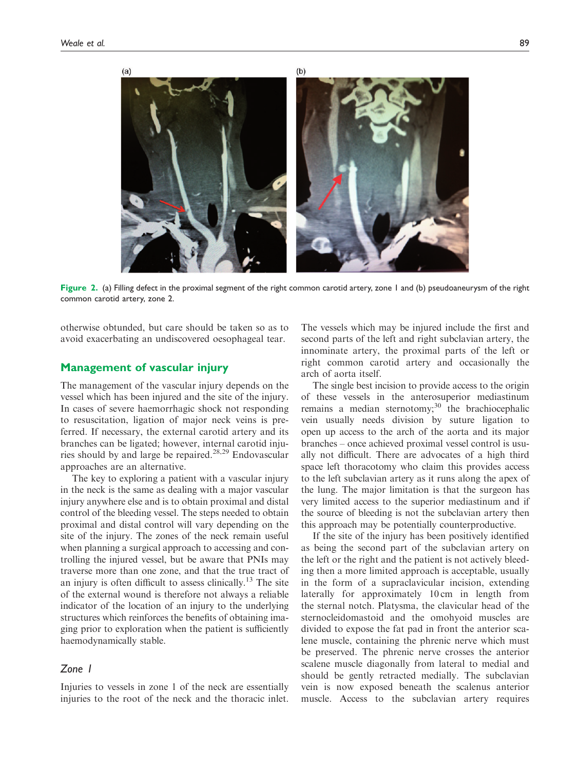Figure 2. (a) Filling defect in the proximal segment of the right common carotid artery, zone 1 and (b) pseudoaneurysm of the right common carotid artery, zone 2.

otherwise obtunded, but care should be taken so as to avoid exacerbating an undiscovered oesophageal tear.

## Management of vascular injury

The management of the vascular injury depends on the vessel which has been injured and the site of the injury. In cases of severe haemorrhagic shock not responding to resuscitation, ligation of major neck veins is preferred. If necessary, the external carotid artery and its branches can be ligated; however, internal carotid injuries should by and large be repaired.[28,29] Endovascular approaches are an alternative.

The key to exploring a patient with a vascular injury in the neck is the same as dealing with a major vascular injury anywhere else and is to obtain proximal and distal control of the bleeding vessel. The steps needed to obtain proximal and distal control will vary depending on the site of the injury. The zones of the neck remain useful when planning a surgical approach to accessing and controlling the injured vessel, but be aware that PNIs may traverse more than one zone, and that the true tract of an injury is often difficult to assess clinically.[13] The site of the external wound is therefore not always a reliable indicator of the location of an injury to the underlying structures which reinforces the benefits of obtaining imaging prior to exploration when the patient is sufficiently haemodynamically stable.

### *Zone 1*

Injuries to vessels in zone 1 of the neck are essentially injuries to the root of the neck and the thoracic inlet. The vessels which may be injured include the first and second parts of the left and right subclavian artery, the innominate artery, the proximal parts of the left or right common carotid artery and occasionally the arch of aorta itself.

The single best incision to provide access to the origin of these vessels in the anterosuperior mediastinum remains a median sternotomy;[30] the brachiocephalic vein usually needs division by suture ligation to open up access to the arch of the aorta and its major branches – once achieved proximal vessel control is usually not difficult. There are advocates of a high third space left thoracotomy who claim this provides access to the left subclavian artery as it runs along the apex of the lung. The major limitation is that the surgeon has very limited access to the superior mediastinum and if the source of bleeding is not the subclavian artery then this approach may be potentially counterproductive.

If the site of the injury has been positively identified as being the second part of the subclavian artery on the left or the right and the patient is not actively bleeding then a more limited approach is acceptable, usually in the form of a supraclavicular incision, extending laterally for approximately 10 cm in length from the sternal notch. Platysma, the clavicular head of the sternocleidomastoid and the omohyoid muscles are divided to expose the fat pad in front the anterior scalene muscle, containing the phrenic nerve which must be preserved. The phrenic nerve crosses the anterior scalene muscle diagonally from lateral to medial and should be gently retracted medially. The subclavian vein is now exposed beneath the scalenus anterior muscle. Access to the subclavian artery requires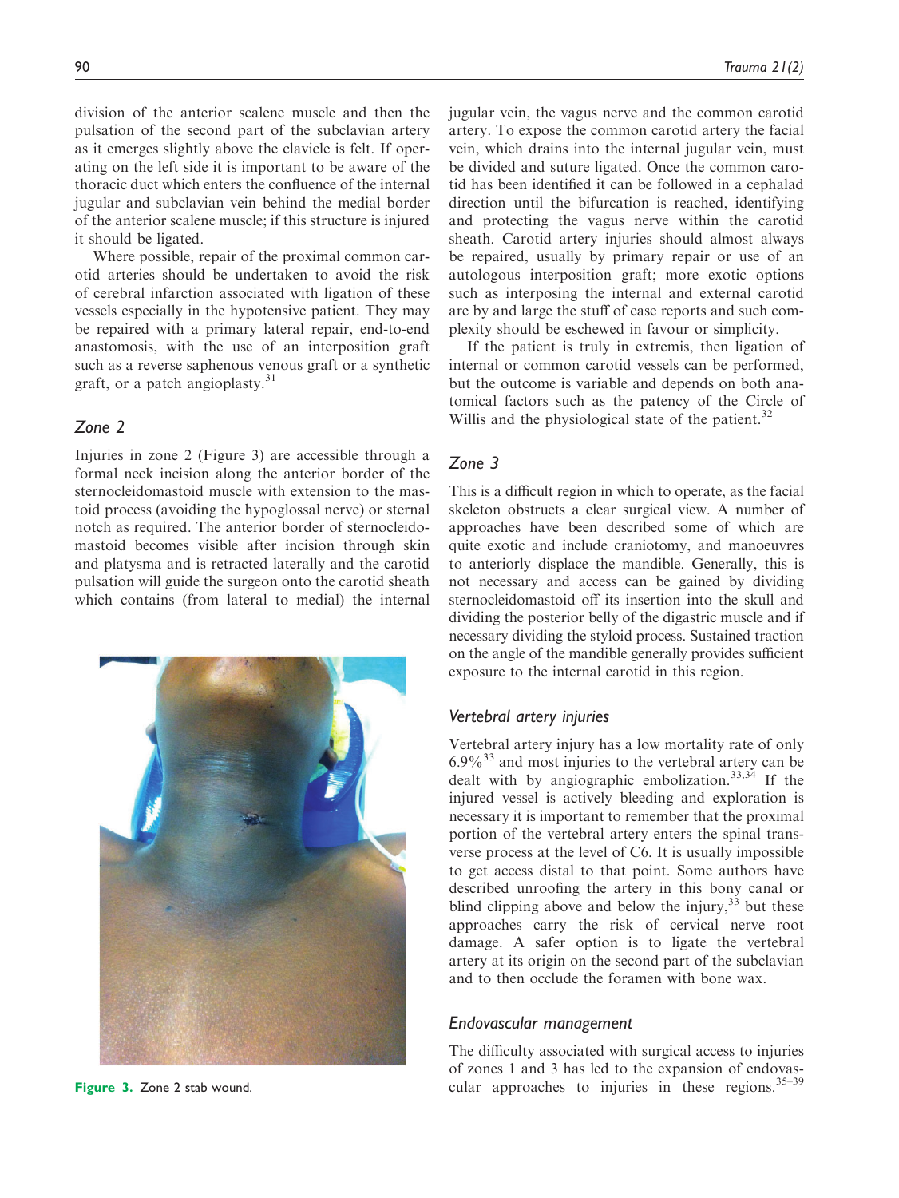division of the anterior scalene muscle and then the pulsation of the second part of the subclavian artery as it emerges slightly above the clavicle is felt. If operating on the left side it is important to be aware of the thoracic duct which enters the confluence of the internal jugular and subclavian vein behind the medial border of the anterior scalene muscle; if this structure is injured it should be ligated.

Where possible, repair of the proximal common carotid arteries should be undertaken to avoid the risk of cerebral infarction associated with ligation of these vessels especially in the hypotensive patient. They may be repaired with a primary lateral repair, end-to-end anastomosis, with the use of an interposition graft such as a reverse saphenous venous graft or a synthetic graft, or a patch angioplasty.[31]

## Zone 2

Injuries in zone 2 (Figure 3) are accessible through a formal neck incision along the anterior border of the sternocleidomastoid muscle with extension to the mastoid process (avoiding the hypoglossal nerve) or sternal notch as required. The anterior border of sternocleidomastoid becomes visible after incision through skin and platysma and is retracted laterally and the carotid pulsation will guide the surgeon onto the carotid sheath which contains (from lateral to medial) the internal jugular vein, the vagus nerve and the common carotid artery. To expose the common carotid artery the facial vein, which drains into the internal jugular vein, must be divided and suture ligated. Once the common carotid has been identified it can be followed in a cephalad direction until the bifurcation is reached, identifying and protecting the vagus nerve within the carotid sheath. Carotid artery injuries should almost always be repaired, usually by primary repair or use of an autologous interposition graft; more exotic options such as interposing the internal and external carotid are by and large the stuff of case reports and such complexity should be eschewed in favour or simplicity.

If the patient is truly in extremis, then ligation of internal or common carotid vessels can be performed, but the outcome is variable and depends on both anatomical factors such as the patency of the Circle of Willis and the physiological state of the patient.[32]

Figure 3. Zone 2 stab wound.

## Zone 3

This is a difficult region in which to operate, as the facial skeleton obstructs a clear surgical view. A number of approaches have been described some of which are quite exotic and include craniotomy, and manoeuvres to anteriorly displace the mandible. Generally, this is not necessary and access can be gained by dividing sternocleidomastoid off its insertion into the skull and dividing the posterior belly of the digastric muscle and if necessary dividing the styloid process. Sustained traction on the angle of the mandible generally provides sufficient exposure to the internal carotid in this region.

### Vertebral artery injuries

Vertebral artery injury has a low mortality rate of only 6.9%[33] and most injuries to the vertebral artery can be dealt with by angiographic embolization.[33,34] If the injured vessel is actively bleeding and exploration is necessary it is important to remember that the proximal portion of the vertebral artery enters the spinal transverse process at the level of C6. It is usually impossible to get access distal to that point. Some authors have described unroofing the artery in this bony canal or blind clipping above and below the injury,[33] but these approaches carry the risk of cervical nerve root damage. A safer option is to ligate the vertebral artery at its origin on the second part of the subclavian and to then occlude the foramen with bone wax.

### Endovascular management

The difficulty associated with surgical access to injuries of zones 1 and 3 has led to the expansion of endovascular approaches to injuries in these regions.[35–39]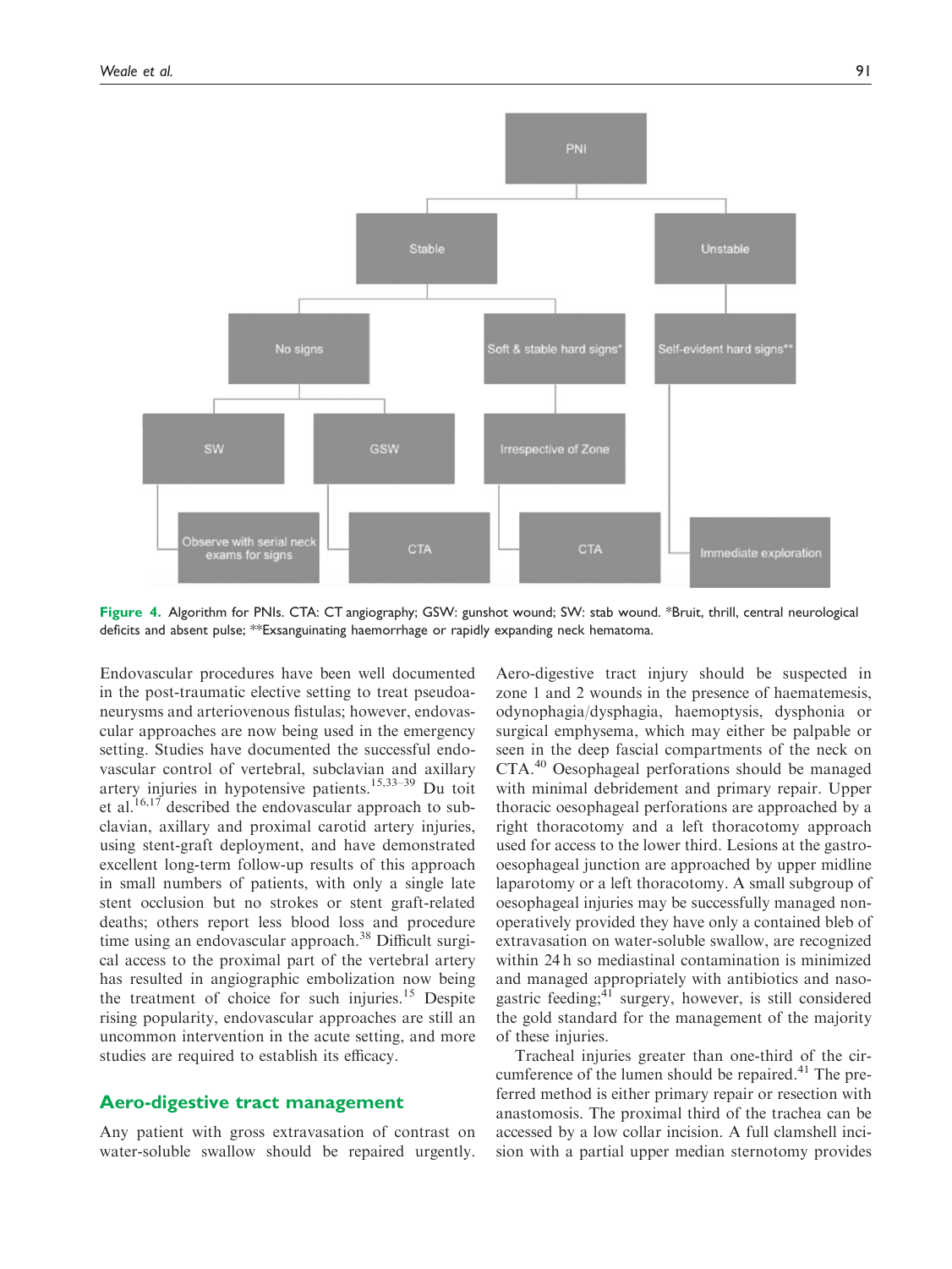PNI

Stable | Unstable

No signs | Soft & stable hard signs* | Self-evident hard signs**

SW | GSW | Irrespective of Zone

Observe with serial neck exams for signs | CTA | CTA | Immediate exploration

**Figure 4.** Algorithm for PNIs. CTA: CT angiography; GSW: gunshot wound; SW: stab wound. *Bruit, thrill, central neurological deficits and absent pulse; **Exsanguinating haemorrhage or rapidly expanding neck hematoma.

Endovascular procedures have been well documented in the post-traumatic elective setting to treat pseudoaneurysms and arteriovenous fistulas; however, endovascular approaches are now being used in the emergency setting. Studies have documented the successful endovascular control of vertebral, subclavian and axillary artery injuries in hypotensive patients.[15,33–39] Du toit et al.[16,17] described the endovascular approach to subclavian, axillary and proximal carotid artery injuries, using stent-graft deployment, and have demonstrated excellent long-term follow-up results of this approach in small numbers of patients, with only a single late stent occlusion but no strokes or stent graft-related deaths; others report less blood loss and procedure time using an endovascular approach.[38] Difficult surgical access to the proximal part of the vertebral artery has resulted in angiographic embolization now being the treatment of choice for such injuries.[15] Despite rising popularity, endovascular approaches are still an uncommon intervention in the acute setting, and more studies are required to establish its efficacy.

## Aero-digestive tract management

Any patient with gross extravasation of contrast on water-soluble swallow should be repaired urgently. Aero-digestive tract injury should be suspected in zone 1 and 2 wounds in the presence of haematemesis, odynophagia/dysphagia, haemoptysis, dysphonia or surgical emphysema, which may either be palpable or seen in the deep fascial compartments of the neck on CTA.[40] Oesophageal perforations should be managed with minimal debridement and primary repair. Upper thoracic oesophageal perforations are approached by a right thoracotomy and a left thoracotomy approach used for access to the lower third. Lesions at the gastro-oesophageal junction are approached by upper midline laparotomy or a left thoracotomy. A small subgroup of oesophageal injuries may be successfully managed non-operatively provided they have only a contained bleb of extravasation on water-soluble swallow, are recognized within 24 h so mediastinal contamination is minimized and managed appropriately with antibiotics and naso-gastric feeding;[41] surgery, however, is still considered the gold standard for the management of the majority of these injuries.

Tracheal injuries greater than one-third of the circumference of the lumen should be repaired.[41] The preferred method is either primary repair or resection with anastomosis. The proximal third of the trachea can be accessed by a low collar incision. A full clamshell incision with a partial upper median sternotomy provides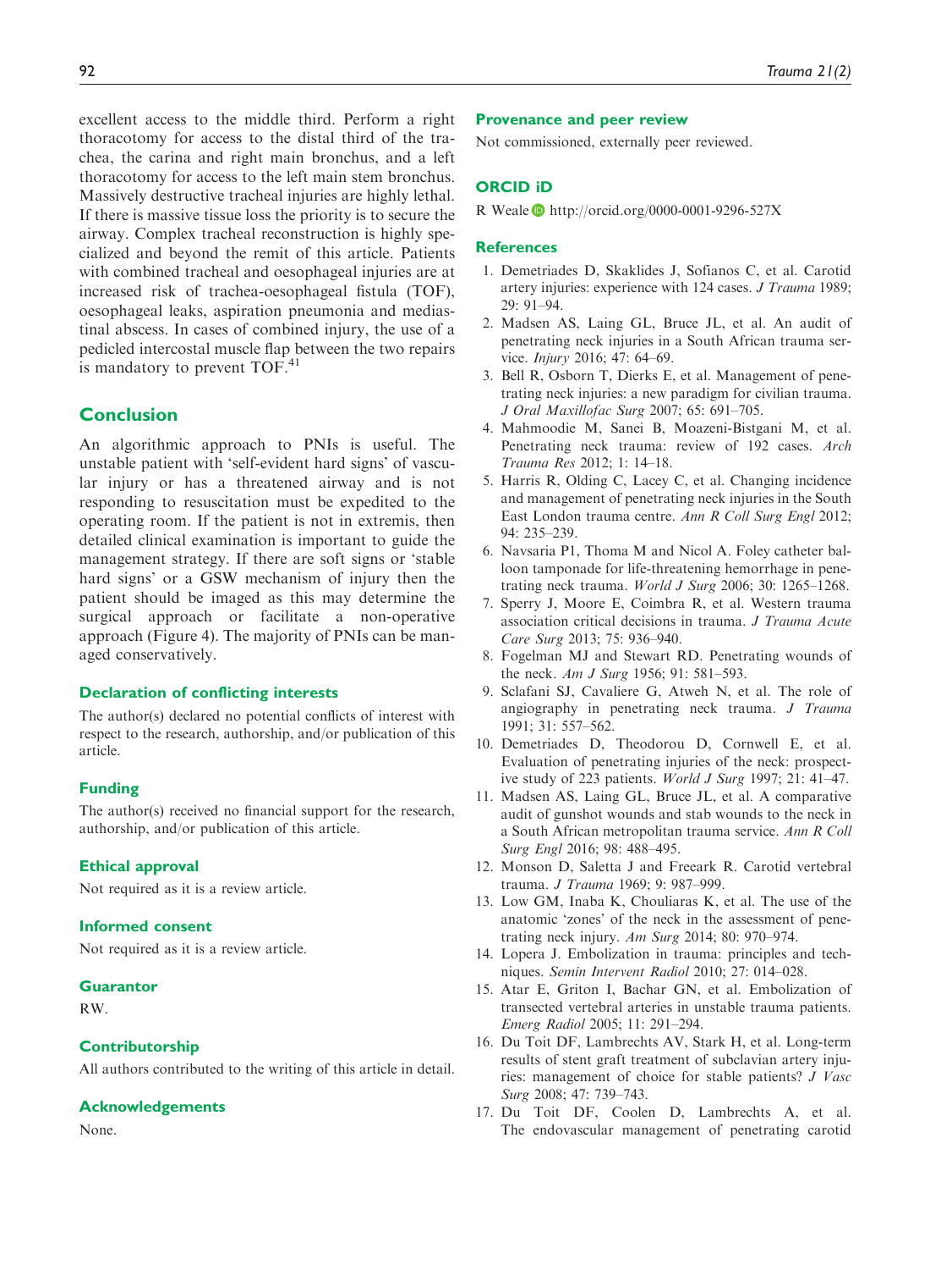excellent access to the middle third. Perform a right thoracotomy for access to the distal third of the trachea, the carina and right main bronchus, and a left thoracotomy for access to the left main stem bronchus. Massively destructive tracheal injuries are highly lethal. If there is massive tissue loss the priority is to secure the airway. Complex tracheal reconstruction is highly specialized and beyond the remit of this article. Patients with combined tracheal and oesophageal injuries are at increased risk of trachea-oesophageal fistula (TOF), oesophageal leaks, aspiration pneumonia and mediastinal abscess. In cases of combined injury, the use of a pedicled intercostal muscle flap between the two repairs is mandatory to prevent TOF.[41]

## Conclusion

An algorithmic approach to PNIs is useful. The unstable patient with 'self-evident hard signs' of vascular injury or has a threatened airway and is not responding to resuscitation must be expedited to the operating room. If the patient is not in extremis, then detailed clinical examination is important to guide the management strategy. If there are soft signs or 'stable hard signs' or a GSW mechanism of injury then the patient should be imaged as this may determine the surgical approach or facilitate a non-operative approach (Figure 4). The majority of PNIs can be managed conservatively.

### Declaration of conflicting interests

The author(s) declared no potential conflicts of interest with respect to the research, authorship, and/or publication of this article.

### Funding

The author(s) received no financial support for the research, authorship, and/or publication of this article.

### Ethical approval

Not required as it is a review article.

### Informed consent

Not required as it is a review article.

### Guarantor

RW.

### Contributorship

All authors contributed to the writing of this article in detail.

### Acknowledgements

None.

### Provenance and peer review

Not commissioned, externally peer reviewed.

### ORCID iD

R Weale http://orcid.org/0000-0001-9296-527X

### References

1. Demetriades D, Skaklides J, Sofianos C, et al. Carotid artery injuries: experience with 124 cases. *J Trauma* 1989; 29: 91–94.
2. Madsen AS, Laing GL, Bruce JL, et al. An audit of penetrating neck injuries in a South African trauma service. *Injury* 2016; 47: 64–69.
3. Bell R, Osborn T, Dierks E, et al. Management of penetrating neck injuries: a new paradigm for civilian trauma. *J Oral Maxillofac Surg* 2007; 65: 691–705.
4. Mahmoodie M, Sanei B, Moazeni-Bistgani M, et al. Penetrating neck trauma: review of 192 cases. *Arch Trauma Res* 2012; 1: 14–18.
5. Harris R, Olding C, Lacey C, et al. Changing incidence and management of penetrating neck injuries in the South East London trauma centre. *Ann R Coll Surg Engl* 2012; 94: 235–239.
6. Navsaria P1, Thoma M and Nicol A. Foley catheter balloon tamponade for life-threatening hemorrhage in penetrating neck trauma. *World J Surg* 2006; 30: 1265–1268.
7. Sperry J, Moore E, Coimbra R, et al. Western trauma association critical decisions in trauma. *J Trauma Acute Care Surg* 2013; 75: 936–940.
8. Fogelman MJ and Stewart RD. Penetrating wounds of the neck. *Am J Surg* 1956; 91: 581–593.
9. Sclafani SJ, Cavaliere G, Atweh N, et al. The role of angiography in penetrating neck trauma. *J Trauma* 1991; 31: 557–562.
10. Demetriades D, Theodorou D, Cornwell E, et al. Evaluation of penetrating injuries of the neck: prospective study of 223 patients. *World J Surg* 1997; 21: 41–47.
11. Madsen AS, Laing GL, Bruce JL, et al. A comparative audit of gunshot wounds and stab wounds to the neck in a South African metropolitan trauma service. *Ann R Coll Surg Engl* 2016; 98: 488–495.
12. Monson D, Saletta J and Freeark R. Carotid vertebral trauma. *J Trauma* 1969; 9: 987–999.
13. Low GM, Inaba K, Chouliaras K, et al. The use of the anatomic 'zones' of the neck in the assessment of penetrating neck injury. *Am Surg* 2014; 80: 970–974.
14. Lopera J. Embolization in trauma: principles and techniques. *Semin Intervent Radiol* 2010; 27: 014–028.
15. Atar E, Griton I, Bachar GN, et al. Embolization of transected vertebral arteries in unstable trauma patients. *Emerg Radiol* 2005; 11: 291–294.
16. Du Toit DF, Lambrechts AV, Stark H, et al. Long-term results of stent graft treatment of subclavian artery injuries: management of choice for stable patients? *J Vasc Surg* 2008; 47: 739–743.
17. Du Toit DF, Coolen D, Lambrechts A, et al. The endovascular management of penetrating carotid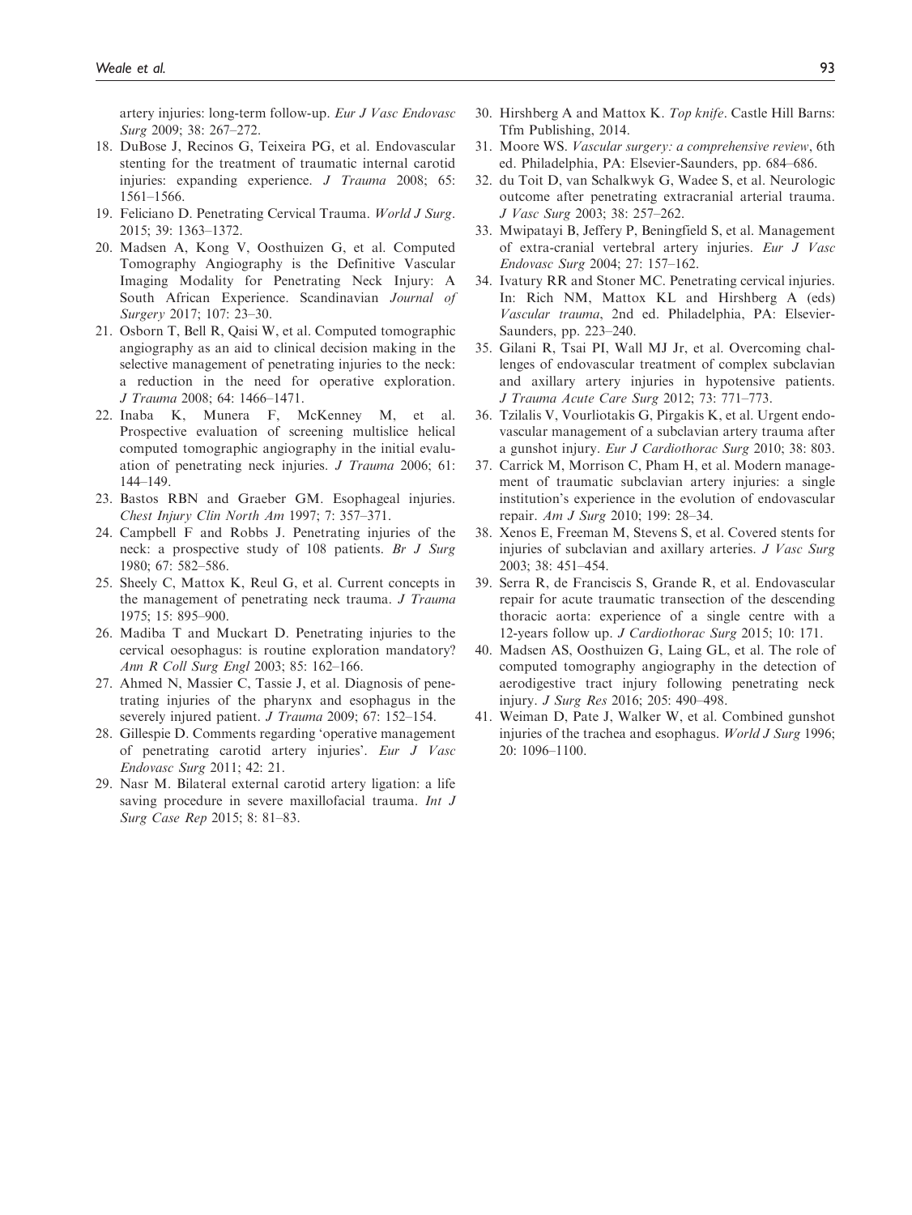artery injuries: long-term follow-up. *Eur J Vasc Endovasc Surg* 2009; 38: 267–272.

18. DuBose J, Recinos G, Teixeira PG, et al. Endovascular stenting for the treatment of traumatic internal carotid injuries: expanding experience. *J Trauma* 2008; 65: 1561–1566.
19. Feliciano D. Penetrating Cervical Trauma. *World J Surg*. 2015; 39: 1363–1372.
20. Madsen A, Kong V, Oosthuizen G, et al. Computed Tomography Angiography is the Definitive Vascular Imaging Modality for Penetrating Neck Injury: A South African Experience. Scandinavian *Journal of Surgery* 2017; 107: 23–30.
21. Osborn T, Bell R, Qaisi W, et al. Computed tomographic angiography as an aid to clinical decision making in the selective management of penetrating injuries to the neck: a reduction in the need for operative exploration. *J Trauma* 2008; 64: 1466–1471.
22. Inaba K, Munera F, McKenney M, et al. Prospective evaluation of screening multislice helical computed tomographic angiography in the initial evaluation of penetrating neck injuries. *J Trauma* 2006; 61: 144–149.
23. Bastos RBN and Graeber GM. Esophageal injuries. *Chest Injury Clin North Am* 1997; 7: 357–371.
24. Campbell F and Robbs J. Penetrating injuries of the neck: a prospective study of 108 patients. *Br J Surg* 1980; 67: 582–586.
25. Sheely C, Mattox K, Reul G, et al. Current concepts in the management of penetrating neck trauma. *J Trauma* 1975; 15: 895–900.
26. Madiba T and Muckart D. Penetrating injuries to the cervical oesophagus: is routine exploration mandatory? *Ann R Coll Surg Engl* 2003; 85: 162–166.
27. Ahmed N, Massier C, Tassie J, et al. Diagnosis of penetrating injuries of the pharynx and esophagus in the severely injured patient. *J Trauma* 2009; 67: 152–154.
28. Gillespie D. Comments regarding 'operative management of penetrating carotid artery injuries'. *Eur J Vasc Endovasc Surg* 2011; 42: 21.
29. Nasr M. Bilateral external carotid artery ligation: a life saving procedure in severe maxillofacial trauma. *Int J Surg Case Rep* 2015; 8: 81–83.
30. Hirshberg A and Mattox K. *Top knife*. Castle Hill Barns: Tfm Publishing, 2014.
31. Moore WS. *Vascular surgery: a comprehensive review*, 6th ed. Philadelphia, PA: Elsevier-Saunders, pp. 684–686.
32. du Toit D, van Schalkwyk G, Wadee S, et al. Neurologic outcome after penetrating extracranial arterial trauma. *J Vasc Surg* 2003; 38: 257–262.
33. Mwipatayi B, Jeffery P, Beningfield S, et al. Management of extra-cranial vertebral artery injuries. *Eur J Vasc Endovasc Surg* 2004; 27: 157–162.
34. Ivatury RR and Stoner MC. Penetrating cervical injuries. In: Rich NM, Mattox KL and Hirshberg A (eds) *Vascular trauma*, 2nd ed. Philadelphia, PA: Elsevier-Saunders, pp. 223–240.
35. Gilani R, Tsai PI, Wall MJ Jr, et al. Overcoming challenges of endovascular treatment of complex subclavian and axillary artery injuries in hypotensive patients. *J Trauma Acute Care Surg* 2012; 73: 771–773.
36. Tzilalis V, Vourliotakis G, Pirgakis K, et al. Urgent endovascular management of a subclavian artery trauma after a gunshot injury. *Eur J Cardiothorac Surg* 2010; 38: 803.
37. Carrick M, Morrison C, Pham H, et al. Modern management of traumatic subclavian artery injuries: a single institution's experience in the evolution of endovascular repair. *Am J Surg* 2010; 199: 28–34.
38. Xenos E, Freeman M, Stevens S, et al. Covered stents for injuries of subclavian and axillary arteries. *J Vasc Surg* 2003; 38: 451–454.
39. Serra R, de Franciscis S, Grande R, et al. Endovascular repair for acute traumatic transection of the descending thoracic aorta: experience of a single centre with a 12-years follow up. *J Cardiothorac Surg* 2015; 10: 171.
40. Madsen AS, Oosthuizen G, Laing GL, et al. The role of computed tomography angiography in the detection of aerodigestive tract injury following penetrating neck injury. *J Surg Res* 2016; 205: 490–498.
41. Weiman D, Pate J, Walker W, et al. Combined gunshot injuries of the trachea and esophagus. *World J Surg* 1996; 20: 1096–1100.